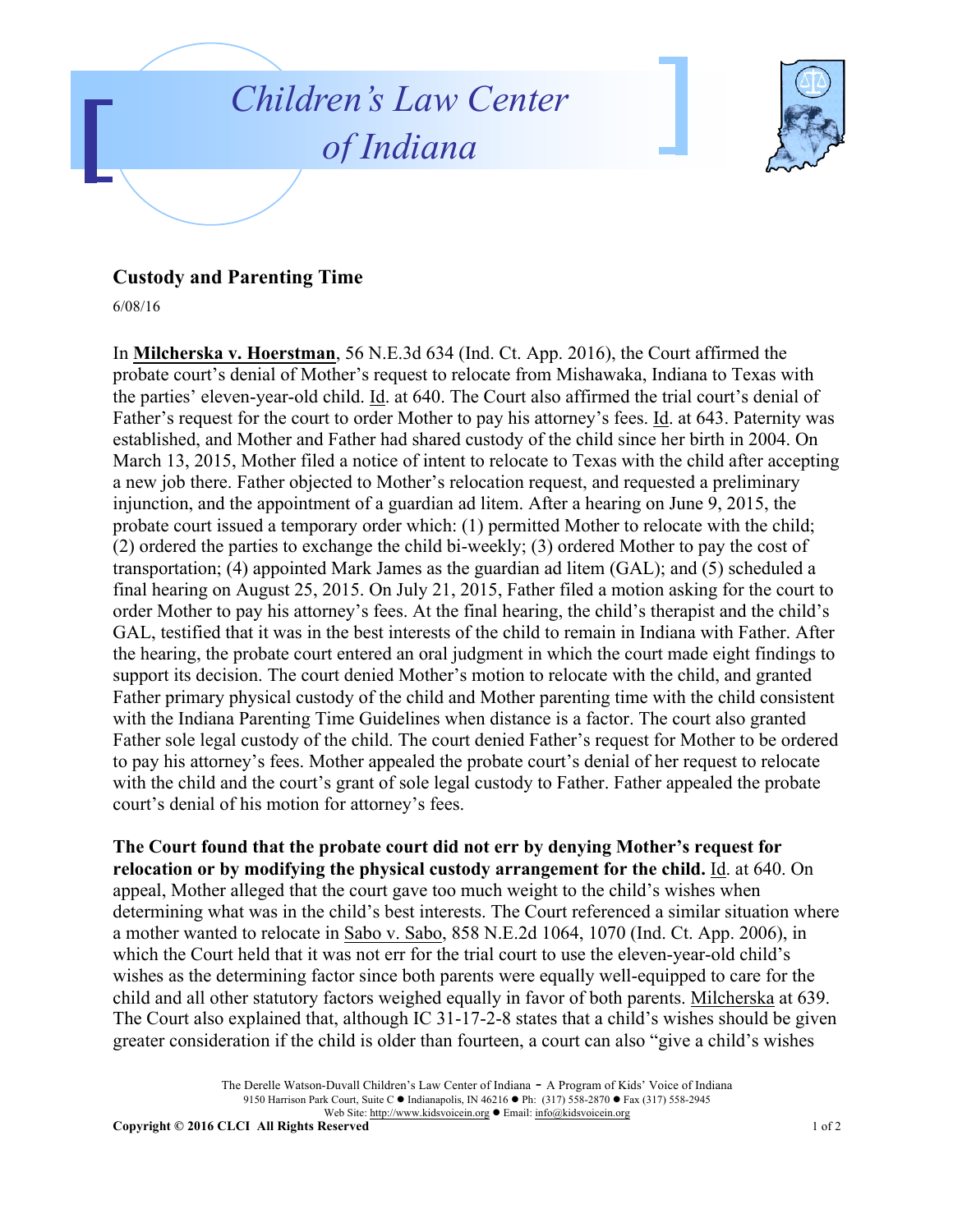# Children's Law Center of Indiana

## Custody and Parenting Time

6/08/16

In **Milcherska v. Hoerstman**, 56 N.E.3d 634 (Ind. Ct. App. 2016), the Court affirmed the probate court's denial of Mother's request to relocate from Mishawaka, Indiana to Texas with the parties' eleven-year-old child. Id. at 640. The Court also affirmed the trial court's denial of Father's request for the court to order Mother to pay his attorney's fees. Id. at 643. Paternity was established, and Mother and Father had shared custody of the child since her birth in 2004. On March 13, 2015, Mother filed a notice of intent to relocate to Texas with the child after accepting a new job there. Father objected to Mother's relocation request, and requested a preliminary injunction, and the appointment of a guardian ad litem. After a hearing on June 9, 2015, the probate court issued a temporary order which: (1) permitted Mother to relocate with the child; (2) ordered the parties to exchange the child bi-weekly; (3) ordered Mother to pay the cost of transportation; (4) appointed Mark James as the guardian ad litem (GAL); and (5) scheduled a final hearing on August 25, 2015. On July 21, 2015, Father filed a motion asking for the court to order Mother to pay his attorney's fees. At the final hearing, the child's therapist and the child's GAL, testified that it was in the best interests of the child to remain in Indiana with Father. After the hearing, the probate court entered an oral judgment in which the court made eight findings to support its decision. The court denied Mother's motion to relocate with the child, and granted Father primary physical custody of the child and Mother parenting time with the child consistent with the Indiana Parenting Time Guidelines when distance is a factor. The court also granted Father sole legal custody of the child. The court denied Father's request for Mother to be ordered to pay his attorney's fees. Mother appealed the probate court's denial of her request to relocate with the child and the court's grant of sole legal custody to Father. Father appealed the probate court's denial of his motion for attorney's fees.

**The Court found that the probate court did not err by denying Mother's request for relocation or by modifying the physical custody arrangement for the child.** Id. at 640. On appeal, Mother alleged that the court gave too much weight to the child's wishes when determining what was in the child's best interests. The Court referenced a similar situation where a mother wanted to relocate in Sabo v. Sabo, 858 N.E.2d 1064, 1070 (Ind. Ct. App. 2006), in which the Court held that it was not err for the trial court to use the eleven-year-old child's wishes as the determining factor since both parents were equally well-equipped to care for the child and all other statutory factors weighed equally in favor of both parents. Milcherska at 639. The Court also explained that, although IC 31-17-2-8 states that a child's wishes should be given greater consideration if the child is older than fourteen, a court can also "give a child's wishes

The Derelle Watson-Duvall Children's Law Center of Indiana - A Program of Kids' Voice of Indiana
9150 Harrison Park Court, Suite C ● Indianapolis, IN 46216 ● Ph: (317) 558-2870 ● Fax (317) 558-2945
Web Site: http://www.kidsvoicein.org ● Email: info@kidsvoicein.org

**Copyright © 2016 CLCI All Rights Reserved**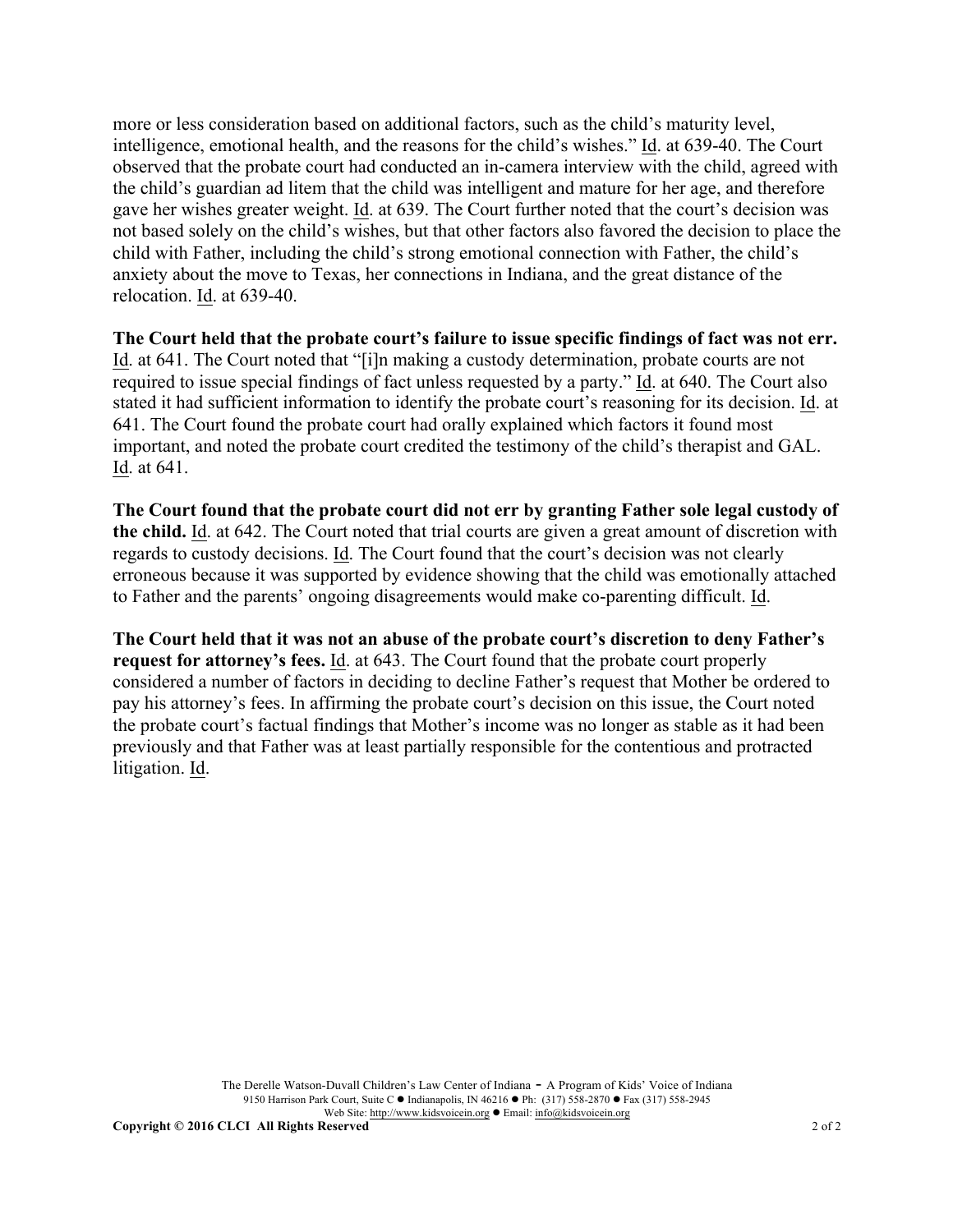more or less consideration based on additional factors, such as the child's maturity level, intelligence, emotional health, and the reasons for the child's wishes." Id. at 639-40. The Court observed that the probate court had conducted an in-camera interview with the child, agreed with the child's guardian ad litem that the child was intelligent and mature for her age, and therefore gave her wishes greater weight. Id. at 639. The Court further noted that the court's decision was not based solely on the child's wishes, but that other factors also favored the decision to place the child with Father, including the child's strong emotional connection with Father, the child's anxiety about the move to Texas, her connections in Indiana, and the great distance of the relocation. Id. at 639-40.

**The Court held that the probate court's failure to issue specific findings of fact was not err.** Id. at 641. The Court noted that "[i]n making a custody determination, probate courts are not required to issue special findings of fact unless requested by a party." Id. at 640. The Court also stated it had sufficient information to identify the probate court's reasoning for its decision. Id. at 641. The Court found the probate court had orally explained which factors it found most important, and noted the probate court credited the testimony of the child's therapist and GAL. Id. at 641.

**The Court found that the probate court did not err by granting Father sole legal custody of the child.** Id. at 642. The Court noted that trial courts are given a great amount of discretion with regards to custody decisions. Id. The Court found that the court's decision was not clearly erroneous because it was supported by evidence showing that the child was emotionally attached to Father and the parents' ongoing disagreements would make co-parenting difficult. Id.

**The Court held that it was not an abuse of the probate court's discretion to deny Father's request for attorney's fees.** Id. at 643. The Court found that the probate court properly considered a number of factors in deciding to decline Father's request that Mother be ordered to pay his attorney's fees. In affirming the probate court's decision on this issue, the Court noted the probate court's factual findings that Mother's income was no longer as stable as it had been previously and that Father was at least partially responsible for the contentious and protracted litigation. Id.